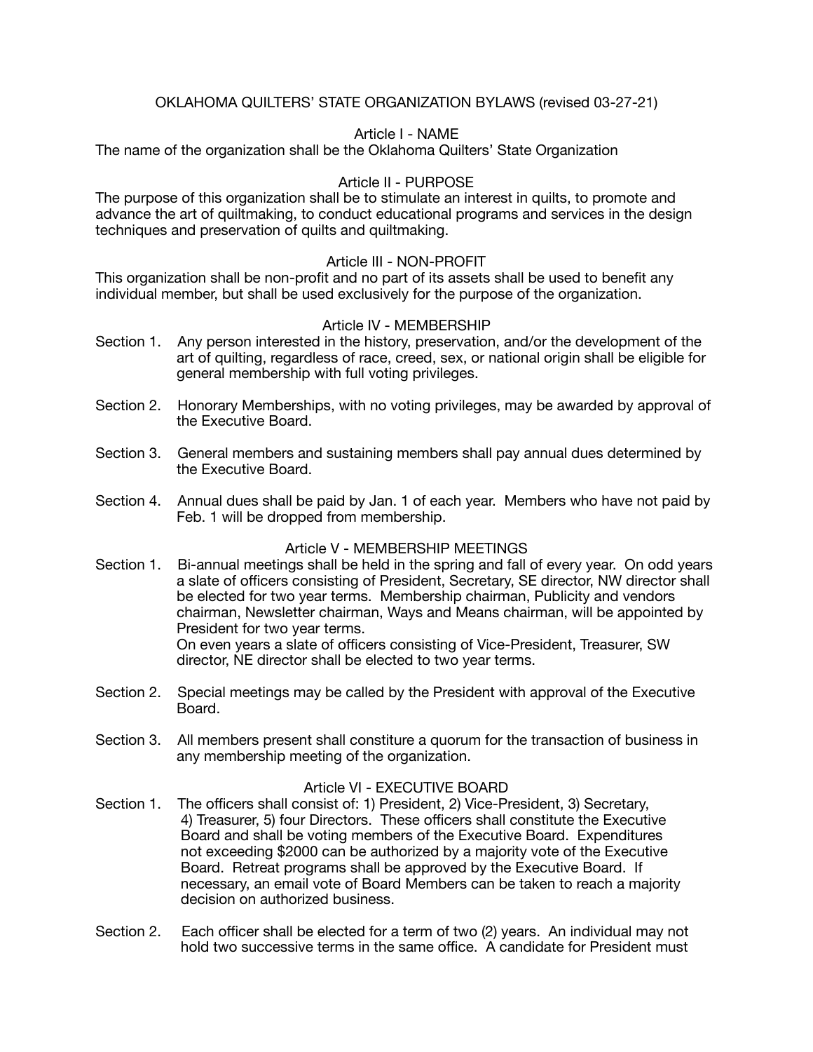# OKLAHOMA QUILTERS' STATE ORGANIZATION BYLAWS (revised 03-27-21)

## Article I - NAME

The name of the organization shall be the Oklahoma Quilters' State Organization

## Article II - PURPOSE

The purpose of this organization shall be to stimulate an interest in quilts, to promote and advance the art of quiltmaking, to conduct educational programs and services in the design techniques and preservation of quilts and quiltmaking.

## Article III - NON-PROFIT

This organization shall be non-profit and no part of its assets shall be used to benefit any individual member, but shall be used exclusively for the purpose of the organization.

## Article IV - MEMBERSHIP

Section 1. Any person interested in the history, preservation, and/or the development of the art of quilting, regardless of race, creed, sex, or national origin shall be eligible for general membership with full voting privileges.

Section 2. Honorary Memberships, with no voting privileges, may be awarded by approval of the Executive Board.

Section 3. General members and sustaining members shall pay annual dues determined by the Executive Board.

Section 4. Annual dues shall be paid by Jan. 1 of each year. Members who have not paid by Feb. 1 will be dropped from membership.

## Article V - MEMBERSHIP MEETINGS

Section 1. Bi-annual meetings shall be held in the spring and fall of every year. On odd years a slate of officers consisting of President, Secretary, SE director, NW director shall be elected for two year terms. Membership chairman, Publicity and vendors chairman, Newsletter chairman, Ways and Means chairman, will be appointed by President for two year terms.
On even years a slate of officers consisting of Vice-President, Treasurer, SW director, NE director shall be elected to two year terms.

Section 2. Special meetings may be called by the President with approval of the Executive Board.

Section 3. All members present shall constiture a quorum for the transaction of business in any membership meeting of the organization.

## Article VI - EXECUTIVE BOARD

Section 1. The officers shall consist of: 1) President, 2) Vice-President, 3) Secretary, 4) Treasurer, 5) four Directors. These officers shall constitute the Executive Board and shall be voting members of the Executive Board. Expenditures not exceeding $2000 can be authorized by a majority vote of the Executive Board. Retreat programs shall be approved by the Executive Board. If necessary, an email vote of Board Members can be taken to reach a majority decision on authorized business.

Section 2. Each officer shall be elected for a term of two (2) years. An individual may not hold two successive terms in the same office. A candidate for President must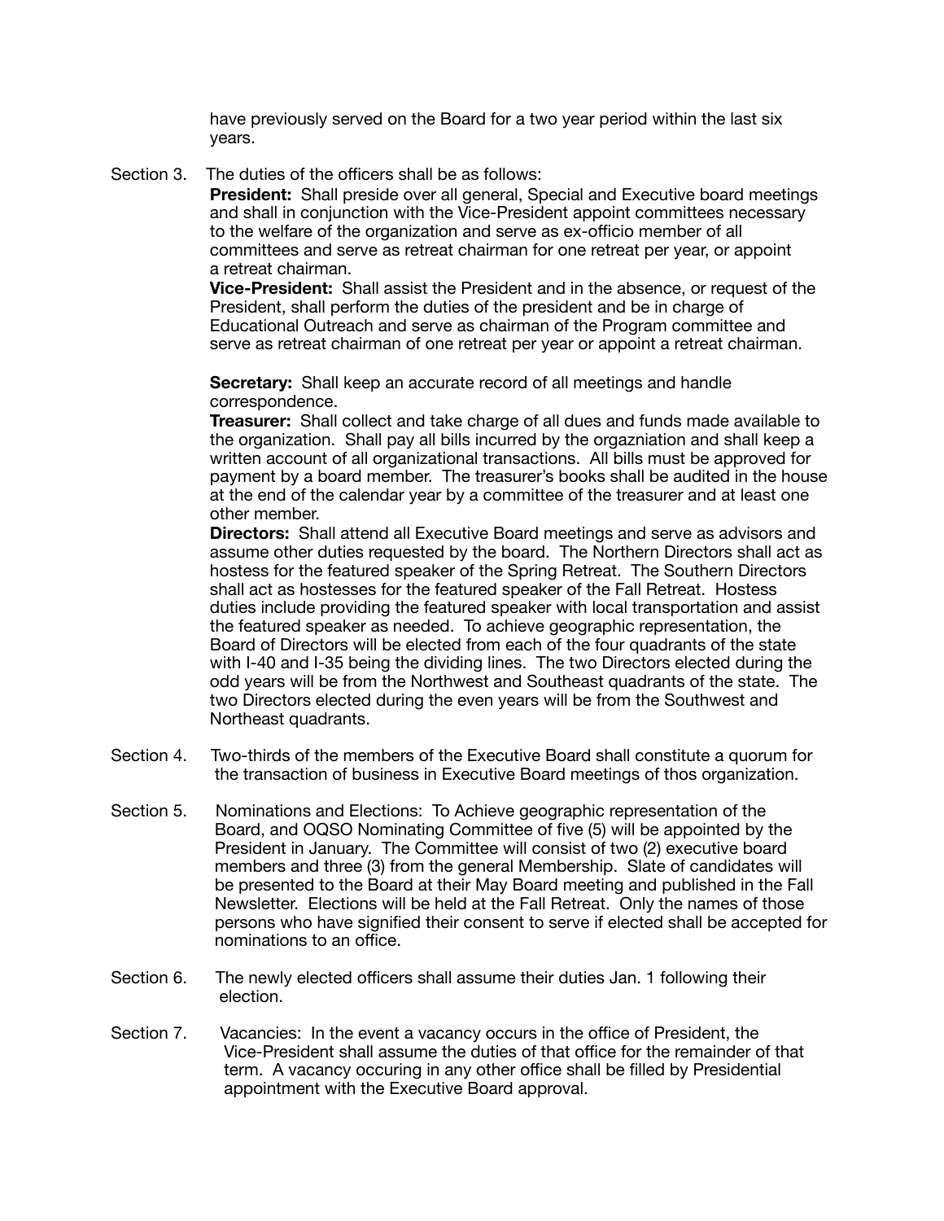have previously served on the Board for a two year period within the last six years.

Section 3. The duties of the officers shall be as follows:

**President:** Shall preside over all general, Special and Executive board meetings and shall in conjunction with the Vice-President appoint committees necessary to the welfare of the organization and serve as ex-officio member of all committees and serve as retreat chairman for one retreat per year, or appoint a retreat chairman.

**Vice-President:** Shall assist the President and in the absence, or request of the President, shall perform the duties of the president and be in charge of Educational Outreach and serve as chairman of the Program committee and serve as retreat chairman of one retreat per year or appoint a retreat chairman.

**Secretary:** Shall keep an accurate record of all meetings and handle correspondence.

**Treasurer:** Shall collect and take charge of all dues and funds made available to the organization. Shall pay all bills incurred by the orgazniation and shall keep a written account of all organizational transactions. All bills must be approved for payment by a board member. The treasurer's books shall be audited in the house at the end of the calendar year by a committee of the treasurer and at least one other member.

**Directors:** Shall attend all Executive Board meetings and serve as advisors and assume other duties requested by the board. The Northern Directors shall act as hostess for the featured speaker of the Spring Retreat. The Southern Directors shall act as hostesses for the featured speaker of the Fall Retreat. Hostess duties include providing the featured speaker with local transportation and assist the featured speaker as needed. To achieve geographic representation, the Board of Directors will be elected from each of the four quadrants of the state with I-40 and I-35 being the dividing lines. The two Directors elected during the odd years will be from the Northwest and Southeast quadrants of the state. The two Directors elected during the even years will be from the Southwest and Northeast quadrants.

Section 4. Two-thirds of the members of the Executive Board shall constitute a quorum for the transaction of business in Executive Board meetings of thos organization.

Section 5. Nominations and Elections: To Achieve geographic representation of the Board, and OQSO Nominating Committee of five (5) will be appointed by the President in January. The Committee will consist of two (2) executive board members and three (3) from the general Membership. Slate of candidates will be presented to the Board at their May Board meeting and published in the Fall Newsletter. Elections will be held at the Fall Retreat. Only the names of those persons who have signified their consent to serve if elected shall be accepted for nominations to an office.

Section 6. The newly elected officers shall assume their duties Jan. 1 following their election.

Section 7. Vacancies: In the event a vacancy occurs in the office of President, the Vice-President shall assume the duties of that office for the remainder of that term. A vacancy occuring in any other office shall be filled by Presidential appointment with the Executive Board approval.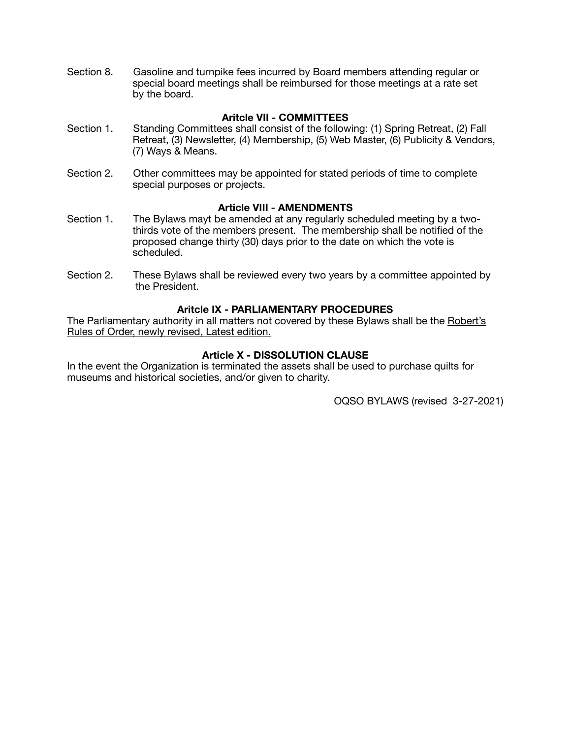Section 8. Gasoline and turnpike fees incurred by Board members attending regular or special board meetings shall be reimbursed for those meetings at a rate set by the board.

## Aritcle VII - COMMITTEES

Section 1. Standing Committees shall consist of the following: (1) Spring Retreat, (2) Fall Retreat, (3) Newsletter, (4) Membership, (5) Web Master, (6) Publicity & Vendors, (7) Ways & Means.

Section 2. Other committees may be appointed for stated periods of time to complete special purposes or projects.

## Article VIII - AMENDMENTS

Section 1. The Bylaws mayt be amended at any regularly scheduled meeting by a two-thirds vote of the members present. The membership shall be notified of the proposed change thirty (30) days prior to the date on which the vote is scheduled.

Section 2. These Bylaws shall be reviewed every two years by a committee appointed by the President.

## Aritcle IX - PARLIAMENTARY PROCEDURES

The Parliamentary authority in all matters not covered by these Bylaws shall be the Robert's Rules of Order, newly revised, Latest edition.

## Article X - DISSOLUTION CLAUSE

In the event the Organization is terminated the assets shall be used to purchase quilts for museums and historical societies, and/or given to charity.

OQSO BYLAWS (revised 3-27-2021)